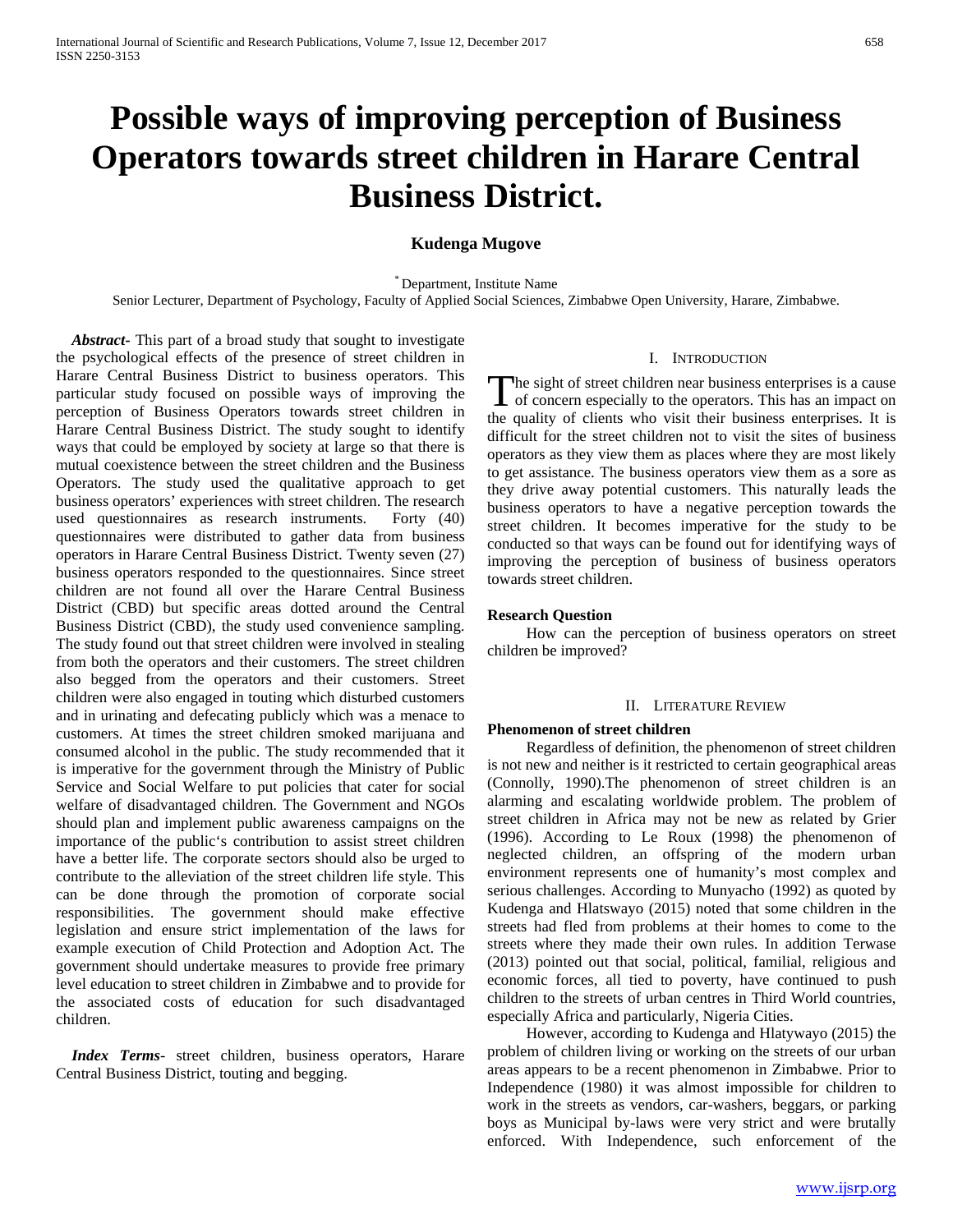# Possible ways of improving perception of Business Operators towards street children in Harare Central Business District.

**Kudenga Mugove**

[*] Department, Institute Name
Senior Lecturer, Department of Psychology, Faculty of Applied Social Sciences, Zimbabwe Open University, Harare, Zimbabwe.

***Abstract***- This part of a broad study that sought to investigate the psychological effects of the presence of street children in Harare Central Business District to business operators. This particular study focused on possible ways of improving the perception of Business Operators towards street children in Harare Central Business District. The study sought to identify ways that could be employed by society at large so that there is mutual coexistence between the street children and the Business Operators. The study used the qualitative approach to get business operators' experiences with street children. The research used questionnaires as research instruments. Forty (40) questionnaires were distributed to gather data from business operators in Harare Central Business District. Twenty seven (27) business operators responded to the questionnaires. Since street children are not found all over the Harare Central Business District (CBD) but specific areas dotted around the Central Business District (CBD), the study used convenience sampling. The study found out that street children were involved in stealing from both the operators and their customers. The street children also begged from the operators and their customers. Street children were also engaged in touting which disturbed customers and in urinating and defecating publicly which was a menace to customers. At times the street children smoked marijuana and consumed alcohol in the public. The study recommended that it is imperative for the government through the Ministry of Public Service and Social Welfare to put policies that cater for social welfare of disadvantaged children. The Government and NGOs should plan and implement public awareness campaigns on the importance of the public's contribution to assist street children have a better life. The corporate sectors should also be urged to contribute to the alleviation of the street children life style. This can be done through the promotion of corporate social responsibilities. The government should make effective legislation and ensure strict implementation of the laws for example execution of Child Protection and Adoption Act. The government should undertake measures to provide free primary level education to street children in Zimbabwe and to provide for the associated costs of education for such disadvantaged children.

***Index Terms***- street children, business operators, Harare Central Business District, touting and begging.

## I. Introduction

The sight of street children near business enterprises is a cause of concern especially to the operators. This has an impact on the quality of clients who visit their business enterprises. It is difficult for the street children not to visit the sites of business operators as they view them as places where they are most likely to get assistance. The business operators view them as a sore as they drive away potential customers. This naturally leads the business operators to have a negative perception towards the street children. It becomes imperative for the study to be conducted so that ways can be found out for identifying ways of improving the perception of business of business operators towards street children.

### Research Question

How can the perception of business operators on street children be improved?

## II. Literature Review

### Phenomenon of street children

Regardless of definition, the phenomenon of street children is not new and neither is it restricted to certain geographical areas (Connolly, 1990).The phenomenon of street children is an alarming and escalating worldwide problem. The problem of street children in Africa may not be new as related by Grier (1996). According to Le Roux (1998) the phenomenon of neglected children, an offspring of the modern urban environment represents one of humanity's most complex and serious challenges. According to Munyacho (1992) as quoted by Kudenga and Hlatswayo (2015) noted that some children in the streets had fled from problems at their homes to come to the streets where they made their own rules. In addition Terwase (2013) pointed out that social, political, familial, religious and economic forces, all tied to poverty, have continued to push children to the streets of urban centres in Third World countries, especially Africa and particularly, Nigeria Cities.

However, according to Kudenga and Hlatywayo (2015) the problem of children living or working on the streets of our urban areas appears to be a recent phenomenon in Zimbabwe. Prior to Independence (1980) it was almost impossible for children to work in the streets as vendors, car-washers, beggars, or parking boys as Municipal by-laws were very strict and were brutally enforced. With Independence, such enforcement of the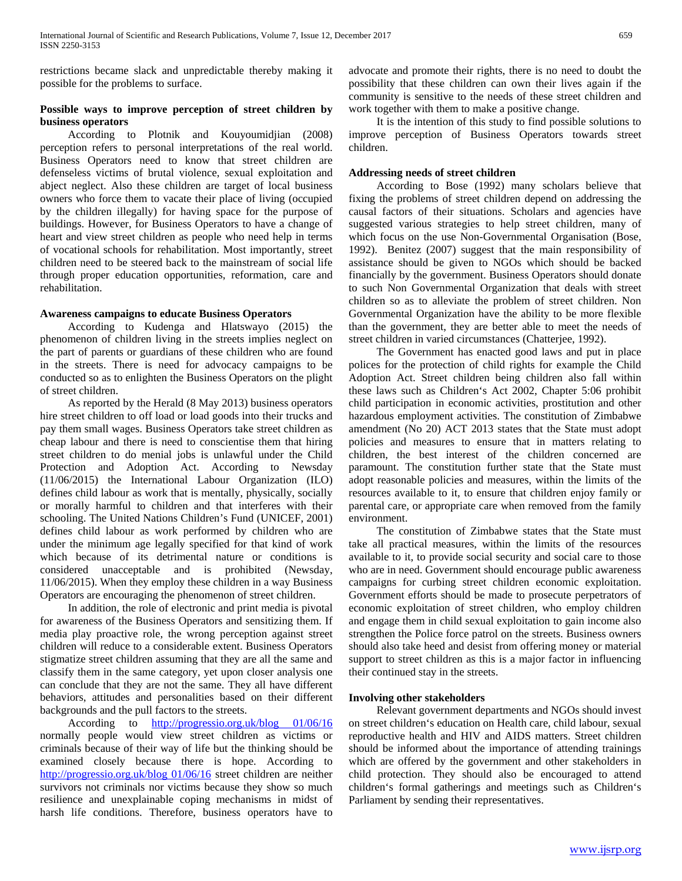restrictions became slack and unpredictable thereby making it possible for the problems to surface.

**Possible ways to improve perception of street children by business operators**

According to Plotnik and Kouyoumidjian (2008) perception refers to personal interpretations of the real world. Business Operators need to know that street children are defenseless victims of brutal violence, sexual exploitation and abject neglect. Also these children are target of local business owners who force them to vacate their place of living (occupied by the children illegally) for having space for the purpose of buildings. However, for Business Operators to have a change of heart and view street children as people who need help in terms of vocational schools for rehabilitation. Most importantly, street children need to be steered back to the mainstream of social life through proper education opportunities, reformation, care and rehabilitation.

**Awareness campaigns to educate Business Operators**

According to Kudenga and Hlatswayo (2015) the phenomenon of children living in the streets implies neglect on the part of parents or guardians of these children who are found in the streets. There is need for advocacy campaigns to be conducted so as to enlighten the Business Operators on the plight of street children.

As reported by the Herald (8 May 2013) business operators hire street children to off load or load goods into their trucks and pay them small wages. Business Operators take street children as cheap labour and there is need to conscientise them that hiring street children to do menial jobs is unlawful under the Child Protection and Adoption Act. According to Newsday (11/06/2015) the International Labour Organization (ILO) defines child labour as work that is mentally, physically, socially or morally harmful to children and that interferes with their schooling. The United Nations Children's Fund (UNICEF, 2001) defines child labour as work performed by children who are under the minimum age legally specified for that kind of work which because of its detrimental nature or conditions is considered unacceptable and is prohibited (Newsday, 11/06/2015). When they employ these children in a way Business Operators are encouraging the phenomenon of street children.

In addition, the role of electronic and print media is pivotal for awareness of the Business Operators and sensitizing them. If media play proactive role, the wrong perception against street children will reduce to a considerable extent. Business Operators stigmatize street children assuming that they are all the same and classify them in the same category, yet upon closer analysis one can conclude that they are not the same. They all have different behaviors, attitudes and personalities based on their different backgrounds and the pull factors to the streets.

According to http://progressio.org.uk/blog 01/06/16 normally people would view street children as victims or criminals because of their way of life but the thinking should be examined closely because there is hope. According to http://progressio.org.uk/blog 01/06/16 street children are neither survivors not criminals nor victims because they show so much resilience and unexplainable coping mechanisms in midst of harsh life conditions. Therefore, business operators have to advocate and promote their rights, there is no need to doubt the possibility that these children can own their lives again if the community is sensitive to the needs of these street children and work together with them to make a positive change.

It is the intention of this study to find possible solutions to improve perception of Business Operators towards street children.

**Addressing needs of street children**

According to Bose (1992) many scholars believe that fixing the problems of street children depend on addressing the causal factors of their situations. Scholars and agencies have suggested various strategies to help street children, many of which focus on the use Non-Governmental Organisation (Bose, 1992). Benitez (2007) suggest that the main responsibility of assistance should be given to NGOs which should be backed financially by the government. Business Operators should donate to such Non Governmental Organization that deals with street children so as to alleviate the problem of street children. Non Governmental Organization have the ability to be more flexible than the government, they are better able to meet the needs of street children in varied circumstances (Chatterjee, 1992).

The Government has enacted good laws and put in place polices for the protection of child rights for example the Child Adoption Act. Street children being children also fall within these laws such as Children's Act 2002, Chapter 5:06 prohibit child participation in economic activities, prostitution and other hazardous employment activities. The constitution of Zimbabwe amendment (No 20) ACT 2013 states that the State must adopt policies and measures to ensure that in matters relating to children, the best interest of the children concerned are paramount. The constitution further state that the State must adopt reasonable policies and measures, within the limits of the resources available to it, to ensure that children enjoy family or parental care, or appropriate care when removed from the family environment.

The constitution of Zimbabwe states that the State must take all practical measures, within the limits of the resources available to it, to provide social security and social care to those who are in need. Government should encourage public awareness campaigns for curbing street children economic exploitation. Government efforts should be made to prosecute perpetrators of economic exploitation of street children, who employ children and engage them in child sexual exploitation to gain income also strengthen the Police force patrol on the streets. Business owners should also take heed and desist from offering money or material support to street children as this is a major factor in influencing their continued stay in the streets.

**Involving other stakeholders**

Relevant government departments and NGOs should invest on street children's education on Health care, child labour, sexual reproductive health and HIV and AIDS matters. Street children should be informed about the importance of attending trainings which are offered by the government and other stakeholders in child protection. They should also be encouraged to attend children's formal gatherings and meetings such as Children's Parliament by sending their representatives.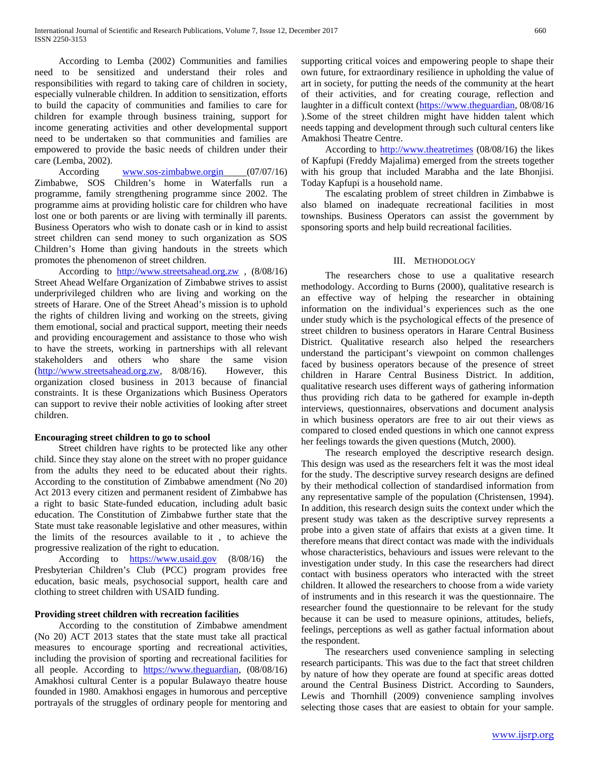According to Lemba (2002) Communities and families need to be sensitized and understand their roles and responsibilities with regard to taking care of children in society, especially vulnerable children. In addition to sensitization, efforts to build the capacity of communities and families to care for children for example through business training, support for income generating activities and other developmental support need to be undertaken so that communities and families are empowered to provide the basic needs of children under their care (Lemba, 2002).

According www.sos-zimbabwe.orgin (07/07/16) Zimbabwe, SOS Children's home in Waterfalls run a programme, family strengthening programme since 2002. The programme aims at providing holistic care for children who have lost one or both parents or are living with terminally ill parents. Business Operators who wish to donate cash or in kind to assist street children can send money to such organization as SOS Children's Home than giving handouts in the streets which promotes the phenomenon of street children.

According to http://www.streetsahead.org.zw , (8/08/16) Street Ahead Welfare Organization of Zimbabwe strives to assist underprivileged children who are living and working on the streets of Harare. One of the Street Ahead's mission is to uphold the rights of children living and working on the streets, giving them emotional, social and practical support, meeting their needs and providing encouragement and assistance to those who wish to have the streets, working in partnerships with all relevant stakeholders and others who share the same vision (http://www.streetsahead.org.zw, 8/08/16). However, this organization closed business in 2013 because of financial constraints. It is these Organizations which Business Operators can support to revive their noble activities of looking after street children.

**Encouraging street children to go to school**

Street children have rights to be protected like any other child. Since they stay alone on the street with no proper guidance from the adults they need to be educated about their rights. According to the constitution of Zimbabwe amendment (No 20) Act 2013 every citizen and permanent resident of Zimbabwe has a right to basic State-funded education, including adult basic education. The Constitution of Zimbabwe further state that the State must take reasonable legislative and other measures, within the limits of the resources available to it , to achieve the progressive realization of the right to education.

According to https://www.usaid.gov (8/08/16) the Presbyterian Children's Club (PCC) program provides free education, basic meals, psychosocial support, health care and clothing to street children with USAID funding.

**Providing street children with recreation facilities**

According to the constitution of Zimbabwe amendment (No 20) ACT 2013 states that the state must take all practical measures to encourage sporting and recreational activities, including the provision of sporting and recreational facilities for all people. According to https://www.theguardian, (08/08/16) Amakhosi cultural Center is a popular Bulawayo theatre house founded in 1980. Amakhosi engages in humorous and perceptive portrayals of the struggles of ordinary people for mentoring and supporting critical voices and empowering people to shape their own future, for extraordinary resilience in upholding the value of art in society, for putting the needs of the community at the heart of their activities, and for creating courage, reflection and laughter in a difficult context (https://www.theguardian, 08/08/16 ).Some of the street children might have hidden talent which needs tapping and development through such cultural centers like Amakhosi Theatre Centre.

According to http://www.theatretimes (08/08/16) the likes of Kapfupi (Freddy Majalima) emerged from the streets together with his group that included Marabha and the late Bhonjisi. Today Kapfupi is a household name.

The escalating problem of street children in Zimbabwe is also blamed on inadequate recreational facilities in most townships. Business Operators can assist the government by sponsoring sports and help build recreational facilities.

## III. Methodology

The researchers chose to use a qualitative research methodology. According to Burns (2000), qualitative research is an effective way of helping the researcher in obtaining information on the individual's experiences such as the one under study which is the psychological effects of the presence of street children to business operators in Harare Central Business District. Qualitative research also helped the researchers understand the participant's viewpoint on common challenges faced by business operators because of the presence of street children in Harare Central Business District. In addition, qualitative research uses different ways of gathering information thus providing rich data to be gathered for example in-depth interviews, questionnaires, observations and document analysis in which business operators are free to air out their views as compared to closed ended questions in which one cannot express her feelings towards the given questions (Mutch, 2000).

The research employed the descriptive research design. This design was used as the researchers felt it was the most ideal for the study. The descriptive survey research designs are defined by their methodical collection of standardised information from any representative sample of the population (Christensen, 1994). In addition, this research design suits the context under which the present study was taken as the descriptive survey represents a probe into a given state of affairs that exists at a given time. It therefore means that direct contact was made with the individuals whose characteristics, behaviours and issues were relevant to the investigation under study. In this case the researchers had direct contact with business operators who interacted with the street children. It allowed the researchers to choose from a wide variety of instruments and in this research it was the questionnaire. The researcher found the questionnaire to be relevant for the study because it can be used to measure opinions, attitudes, beliefs, feelings, perceptions as well as gather factual information about the respondent.

The researchers used convenience sampling in selecting research participants. This was due to the fact that street children by nature of how they operate are found at specific areas dotted around the Central Business District. According to Saunders, Lewis and Thornhill (2009) convenience sampling involves selecting those cases that are easiest to obtain for your sample.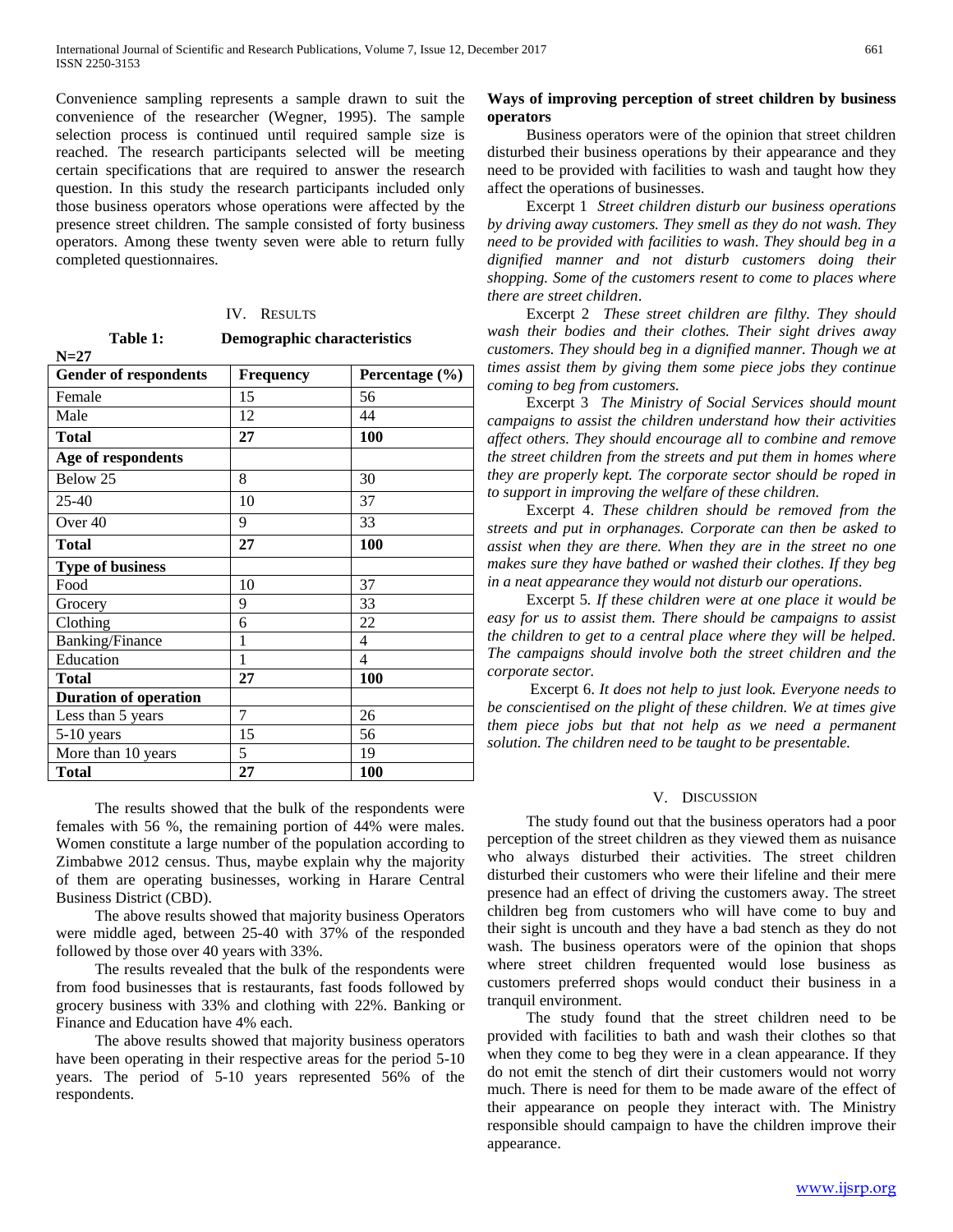Convenience sampling represents a sample drawn to suit the convenience of the researcher (Wegner, 1995). The sample selection process is continued until required sample size is reached. The research participants selected will be meeting certain specifications that are required to answer the research question. In this study the research participants included only those business operators whose operations were affected by the presence street children. The sample consisted of forty business operators. Among these twenty seven were able to return fully completed questionnaires.

## IV. Results

**Table 1: Demographic characteristics**

**N=27**

| Gender of respondents | Frequency | Percentage (%) |
|---|---|---|
| Female | 15 | 56 |
| Male | 12 | 44 |
| **Total** | **27** | **100** |
| **Age of respondents** | | |
| Below 25 | 8 | 30 |
| 25-40 | 10 | 37 |
| Over 40 | 9 | 33 |
| **Total** | **27** | **100** |
| **Type of business** | | |
| Food | 10 | 37 |
| Grocery | 9 | 33 |
| Clothing | 6 | 22 |
| Banking/Finance | 1 | 4 |
| Education | 1 | 4 |
| **Total** | **27** | **100** |
| **Duration of operation** | | |
| Less than 5 years | 7 | 26 |
| 5-10 years | 15 | 56 |
| More than 10 years | 5 | 19 |
| **Total** | **27** | **100** |

The results showed that the bulk of the respondents were females with 56 %, the remaining portion of 44% were males. Women constitute a large number of the population according to Zimbabwe 2012 census. Thus, maybe explain why the majority of them are operating businesses, working in Harare Central Business District (CBD).

The above results showed that majority business Operators were middle aged, between 25-40 with 37% of the responded followed by those over 40 years with 33%.

The results revealed that the bulk of the respondents were from food businesses that is restaurants, fast foods followed by grocery business with 33% and clothing with 22%. Banking or Finance and Education have 4% each.

The above results showed that majority business operators have been operating in their respective areas for the period 5-10 years. The period of 5-10 years represented 56% of the respondents.

### Ways of improving perception of street children by business operators

Business operators were of the opinion that street children disturbed their business operations by their appearance and they need to be provided with facilities to wash and taught how they affect the operations of businesses.

Excerpt 1 *Street children disturb our business operations by driving away customers. They smell as they do not wash. They need to be provided with facilities to wash. They should beg in a dignified manner and not disturb customers doing their shopping. Some of the customers resent to come to places where there are street children*.

Excerpt 2 *These street children are filthy. They should wash their bodies and their clothes. Their sight drives away customers. They should beg in a dignified manner. Though we at times assist them by giving them some piece jobs they continue coming to beg from customers.*

Excerpt 3 *The Ministry of Social Services should mount campaigns to assist the children understand how their activities affect others. They should encourage all to combine and remove the street children from the streets and put them in homes where they are properly kept. The corporate sector should be roped in to support in improving the welfare of these children.*

Excerpt 4. *These children should be removed from the streets and put in orphanages. Corporate can then be asked to assist when they are there. When they are in the street no one makes sure they have bathed or washed their clothes. If they beg in a neat appearance they would not disturb our operations*.

Excerpt 5. *If these children were at one place it would be easy for us to assist them. There should be campaigns to assist the children to get to a central place where they will be helped. The campaigns should involve both the street children and the corporate sector.*

Excerpt 6. *It does not help to just look. Everyone needs to be conscientised on the plight of these children. We at times give them piece jobs but that not help as we need a permanent solution. The children need to be taught to be presentable.*

## V. Discussion

The study found out that the business operators had a poor perception of the street children as they viewed them as nuisance who always disturbed their activities. The street children disturbed their customers who were their lifeline and their mere presence had an effect of driving the customers away. The street children beg from customers who will have come to buy and their sight is uncouth and they have a bad stench as they do not wash. The business operators were of the opinion that shops where street children frequented would lose business as customers preferred shops would conduct their business in a tranquil environment.

The study found that the street children need to be provided with facilities to bath and wash their clothes so that when they come to beg they were in a clean appearance. If they do not emit the stench of dirt their customers would not worry much. There is need for them to be made aware of the effect of their appearance on people they interact with. The Ministry responsible should campaign to have the children improve their appearance.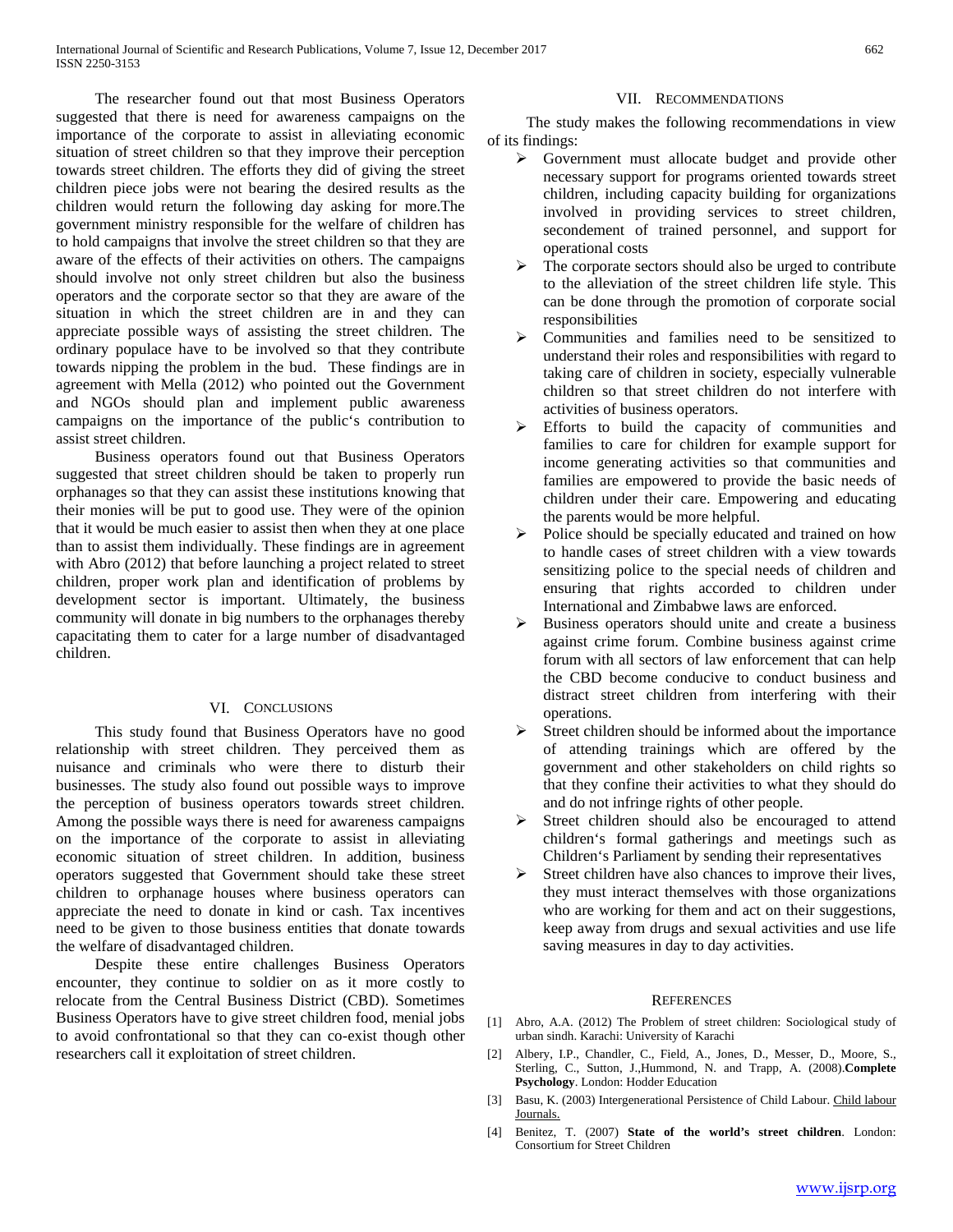The researcher found out that most Business Operators suggested that there is need for awareness campaigns on the importance of the corporate to assist in alleviating economic situation of street children so that they improve their perception towards street children. The efforts they did of giving the street children piece jobs were not bearing the desired results as the children would return the following day asking for more.The government ministry responsible for the welfare of children has to hold campaigns that involve the street children so that they are aware of the effects of their activities on others. The campaigns should involve not only street children but also the business operators and the corporate sector so that they are aware of the situation in which the street children are in and they can appreciate possible ways of assisting the street children. The ordinary populace have to be involved so that they contribute towards nipping the problem in the bud. These findings are in agreement with Mella (2012) who pointed out the Government and NGOs should plan and implement public awareness campaigns on the importance of the public's contribution to assist street children.

Business operators found out that Business Operators suggested that street children should be taken to properly run orphanages so that they can assist these institutions knowing that their monies will be put to good use. They were of the opinion that it would be much easier to assist then when they at one place than to assist them individually. These findings are in agreement with Abro (2012) that before launching a project related to street children, proper work plan and identification of problems by development sector is important. Ultimately, the business community will donate in big numbers to the orphanages thereby capacitating them to cater for a large number of disadvantaged children.

## VI. Conclusions

This study found that Business Operators have no good relationship with street children. They perceived them as nuisance and criminals who were there to disturb their businesses. The study also found out possible ways to improve the perception of business operators towards street children. Among the possible ways there is need for awareness campaigns on the importance of the corporate to assist in alleviating economic situation of street children. In addition, business operators suggested that Government should take these street children to orphanage houses where business operators can appreciate the need to donate in kind or cash. Tax incentives need to be given to those business entities that donate towards the welfare of disadvantaged children.

Despite these entire challenges Business Operators encounter, they continue to soldier on as it more costly to relocate from the Central Business District (CBD). Sometimes Business Operators have to give street children food, menial jobs to avoid confrontational so that they can co-exist though other researchers call it exploitation of street children.

## VII. Recommendations

The study makes the following recommendations in view of its findings:

- Government must allocate budget and provide other necessary support for programs oriented towards street children, including capacity building for organizations involved in providing services to street children, secondement of trained personnel, and support for operational costs
- The corporate sectors should also be urged to contribute to the alleviation of the street children life style. This can be done through the promotion of corporate social responsibilities
- Communities and families need to be sensitized to understand their roles and responsibilities with regard to taking care of children in society, especially vulnerable children so that street children do not interfere with activities of business operators.
- Efforts to build the capacity of communities and families to care for children for example support for income generating activities so that communities and families are empowered to provide the basic needs of children under their care. Empowering and educating the parents would be more helpful.
- Police should be specially educated and trained on how to handle cases of street children with a view towards sensitizing police to the special needs of children and ensuring that rights accorded to children under International and Zimbabwe laws are enforced.
- Business operators should unite and create a business against crime forum. Combine business against crime forum with all sectors of law enforcement that can help the CBD become conducive to conduct business and distract street children from interfering with their operations.
- Street children should be informed about the importance of attending trainings which are offered by the government and other stakeholders on child rights so that they confine their activities to what they should do and do not infringe rights of other people.
- Street children should also be encouraged to attend children's formal gatherings and meetings such as Children's Parliament by sending their representatives
- Street children have also chances to improve their lives, they must interact themselves with those organizations who are working for them and act on their suggestions, keep away from drugs and sexual activities and use life saving measures in day to day activities.

## References

[1] Abro, A.A. (2012) The Problem of street children: Sociological study of urban sindh. Karachi: University of Karachi

[2] Albery, I.P., Chandler, C., Field, A., Jones, D., Messer, D., Moore, S., Sterling, C., Sutton, J.,Hummond, N. and Trapp, A. (2008).**Complete Psychology**. London: Hodder Education

[3] Basu, K. (2003) Intergenerational Persistence of Child Labour. Child labour Journals.

[4] Benitez, T. (2007) **State of the world's street children**. London: Consortium for Street Children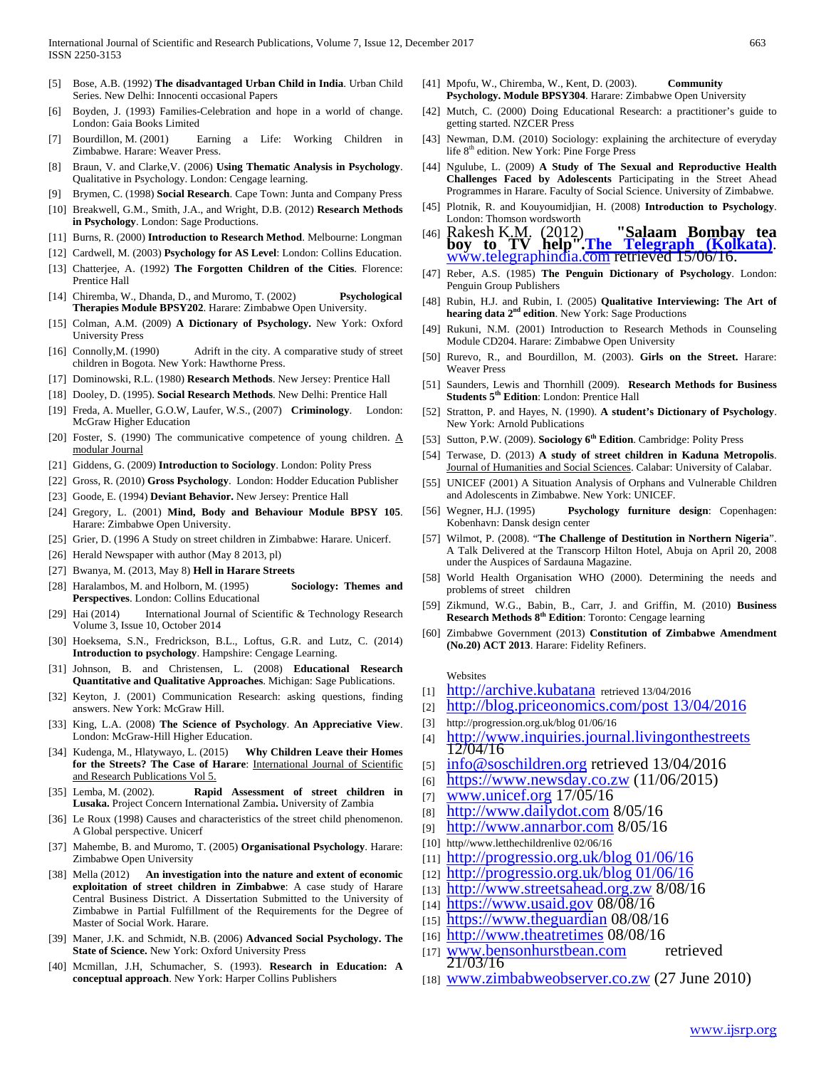[5] Bose, A.B. (1992) **The disadvantaged Urban Child in India**. Urban Child Series. New Delhi: Innocenti occasional Papers

[6] Boyden, J. (1993) Families-Celebration and hope in a world of change. London: Gaia Books Limited

[7] Bourdillon, M. (2001) Earning a Life: Working Children in Zimbabwe. Harare: Weaver Press.

[8] Braun, V. and Clarke,V. (2006) **Using Thematic Analysis in Psychology**. Qualitative in Psychology. London: Cengage learning.

[9] Brymen, C. (1998) **Social Research**. Cape Town: Junta and Company Press

[10] Breakwell, G.M., Smith, J.A., and Wright, D.B. (2012) **Research Methods in Psychology**. London: Sage Productions.

[11] Burns, R. (2000) **Introduction to Research Method**. Melbourne: Longman

[12] Cardwell, M. (2003) **Psychology for AS Level**: London: Collins Education.

[13] Chatterjee, A. (1992) **The Forgotten Children of the Cities**. Florence: Prentice Hall

[14] Chiremba, W., Dhanda, D., and Muromo, T. (2002) **Psychological Therapies Module BPSY202**. Harare: Zimbabwe Open University.

[15] Colman, A.M. (2009) **A Dictionary of Psychology.** New York: Oxford University Press

[16] Connolly,M. (1990) Adrift in the city. A comparative study of street children in Bogota. New York: Hawthorne Press.

[17] Dominowski, R.L. (1980) **Research Methods**. New Jersey: Prentice Hall

[18] Dooley, D. (1995). **Social Research Methods**. New Delhi: Prentice Hall

[19] Freda, A. Mueller, G.O.W, Laufer, W.S., (2007) **Criminology**. London: McGraw Higher Education

[20] Foster, S. (1990) The communicative competence of young children. A modular Journal

[21] Giddens, G. (2009) **Introduction to Sociology**. London: Polity Press

[22] Gross, R. (2010) **Gross Psychology**. London: Hodder Education Publisher

[23] Goode, E. (1994) **Deviant Behavior.** New Jersey: Prentice Hall

[24] Gregory, L. (2001) **Mind, Body and Behaviour Module BPSY 105**. Harare: Zimbabwe Open University.

[25] Grier, D. (1996 A Study on street children in Zimbabwe: Harare. Unicerf.

[26] Herald Newspaper with author (May 8 2013, pl)

[27] Bwanya, M. (2013, May 8) **Hell in Harare Streets**

[28] Haralambos, M. and Holborn, M. (1995) **Sociology: Themes and Perspectives**. London: Collins Educational

[29] Hai (2014) International Journal of Scientific & Technology Research Volume 3, Issue 10, October 2014

[30] Hoeksema, S.N., Fredrickson, B.L., Loftus, G.R. and Lutz, C. (2014) **Introduction to psychology**. Hampshire: Cengage Learning.

[31] Johnson, B. and Christensen, L. (2008) **Educational Research Quantitative and Qualitative Approaches**. Michigan: Sage Publications.

[32] Keyton, J. (2001) Communication Research: asking questions, finding answers. New York: McGraw Hill.

[33] King, L.A. (2008) **The Science of Psychology**. **An Appreciative View**. London: McGraw-Hill Higher Education.

[34] Kudenga, M., Hlatywayo, L. (2015) **Why Children Leave their Homes for the Streets? The Case of Harare**: International Journal of Scientific and Research Publications Vol 5.

[35] Lemba, M. (2002). **Rapid Assessment of street children in Lusaka.** Project Concern International Zambia**.** University of Zambia

[36] Le Roux (1998) Causes and characteristics of the street child phenomenon. A Global perspective. Unicerf

[37] Mahembe, B. and Muromo, T. (2005) **Organisational Psychology**. Harare: Zimbabwe Open University

[38] Mella (2012) **An investigation into the nature and extent of economic exploitation of street children in Zimbabwe**: A case study of Harare Central Business District. A Dissertation Submitted to the University of Zimbabwe in Partial Fulfillment of the Requirements for the Degree of Master of Social Work. Harare.

[39] Maner, J.K. and Schmidt, N.B. (2006) **Advanced Social Psychology. The State of Science.** New York: Oxford University Press

[40] Mcmillan, J.H, Schumacher, S. (1993). **Research in Education: A conceptual approach**. New York: Harper Collins Publishers

[41] Mpofu, W., Chiremba, W., Kent, D. (2003). **Community Psychology. Module BPSY304**. Harare: Zimbabwe Open University

[42] Mutch, C. (2000) Doing Educational Research: a practitioner's guide to getting started. NZCER Press

[43] Newman, D.M. (2010) Sociology: explaining the architecture of everyday life 8th edition. New York: Pine Forge Press

[44] Ngulube, L. (2009) **A Study of The Sexual and Reproductive Health Challenges Faced by Adolescents** Participating in the Street Ahead Programmes in Harare. Faculty of Social Science. University of Zimbabwe.

[45] Plotnik, R. and Kouyoumidjian, H. (2008) **Introduction to Psychology**. London: Thomson wordsworth

[46] Rakesh K.M. (2012) **"Salaam Bombay tea boy to TV help".The Telegraph (Kolkata)**. www.telegraphindia.com retrieved 15/06/16.

[47] Reber, A.S. (1985) **The Penguin Dictionary of Psychology**. London: Penguin Group Publishers

[48] Rubin, H.J. and Rubin, I. (2005) **Qualitative Interviewing: The Art of hearing data 2nd edition**. New York: Sage Productions

[49] Rukuni, N.M. (2001) Introduction to Research Methods in Counseling Module CD204. Harare: Zimbabwe Open University

[50] Rurevo, R., and Bourdillon, M. (2003). **Girls on the Street.** Harare: Weaver Press

[51] Saunders, Lewis and Thornhill (2009). **Research Methods for Business Students 5th Edition**: London: Prentice Hall

[52] Stratton, P. and Hayes, N. (1990). **A student's Dictionary of Psychology**. New York: Arnold Publications

[53] Sutton, P.W. (2009). **Sociology 6th Edition**. Cambridge: Polity Press

[54] Terwase, D. (2013) **A study of street children in Kaduna Metropolis**. Journal of Humanities and Social Sciences. Calabar: University of Calabar.

[55] UNICEF (2001) A Situation Analysis of Orphans and Vulnerable Children and Adolescents in Zimbabwe. New York: UNICEF.

[56] Wegner, H.J. (1995) **Psychology furniture design**: Copenhagen: Kobenhavn: Dansk design center

[57] Wilmot, P. (2008). "**The Challenge of Destitution in Northern Nigeria**". A Talk Delivered at the Transcorp Hilton Hotel, Abuja on April 20, 2008 under the Auspices of Sardauna Magazine.

[58] World Health Organisation WHO (2000). Determining the needs and problems of street children

[59] Zikmund, W.G., Babin, B., Carr, J. and Griffin, M. (2010) **Business Research Methods 8th Edition**: Toronto: Cengage learning

[60] Zimbabwe Government (2013) **Constitution of Zimbabwe Amendment (No.20) ACT 2013**. Harare: Fidelity Refiners.

Websites

[1] http://archive.kubatana retrieved 13/04/2016

[2] http://blog.priceonomics.com/post 13/04/2016

[3] http://progression.org.uk/blog 01/06/16

[4] http://www.inquiries.journal.livingonthestreets 12/04/16

[5] info@soschildren.org retrieved 13/04/2016

[6] https://www.newsday.co.zw (11/06/2015)

[7] www.unicef.org 17/05/16

[8] http://www.dailydot.com 8/05/16

[9] http://www.annarbor.com 8/05/16

[10] http//www.letthechildrenlive 02/06/16

[11] http://progressio.org.uk/blog 01/06/16

[12] http://progressio.org.uk/blog 01/06/16

[13] http://www.streetsahead.org.zw 8/08/16

[14] https://www.usaid.gov 08/08/16

[15] https://www.theguardian 08/08/16

[16] http://www.theatretimes 08/08/16

[17] www.bensonhurstbean.com retrieved 21/03/16

[18] www.zimbabweobserver.co.zw (27 June 2010)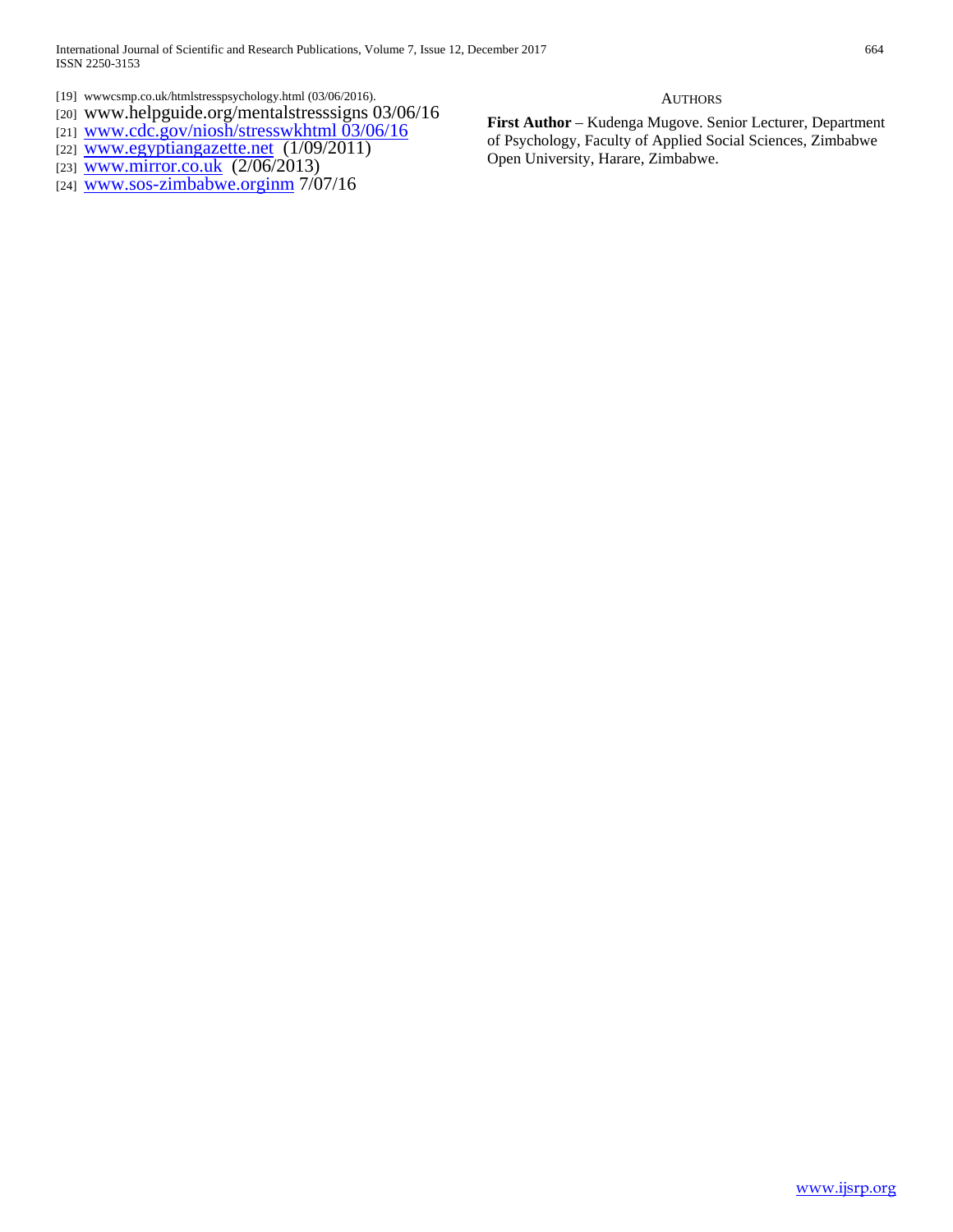[19] wwwcsmp.co.uk/htmlstresspsychology.html (03/06/2016).
[20] www.helpguide.org/mentalstresssigns 03/06/16
[21] www.cdc.gov/niosh/stresswkhtml 03/06/16
[22] www.egyptiangazette.net (1/09/2011)
[23] www.mirror.co.uk (2/06/2013)
[24] www.sos-zimbabwe.orginm 7/07/16

## AUTHORS

**First Author** – Kudenga Mugove. Senior Lecturer, Department of Psychology, Faculty of Applied Social Sciences, Zimbabwe Open University, Harare, Zimbabwe.